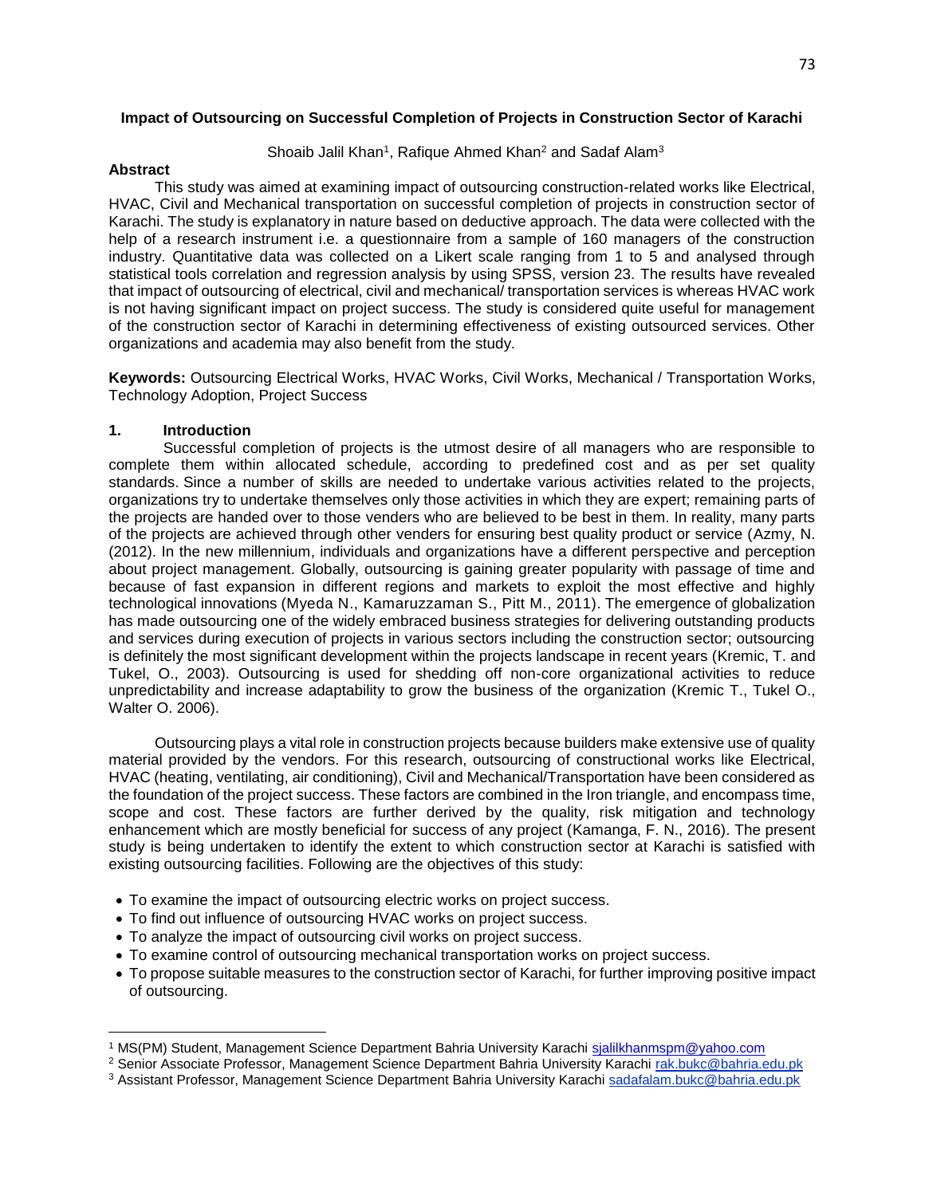# Impact of Outsourcing on Successful Completion of Projects in Construction Sector of Karachi

Shoaib Jalil Khan[1], Rafique Ahmed Khan[2] and Sadaf Alam[3]

## Abstract

This study was aimed at examining impact of outsourcing construction-related works like Electrical, HVAC, Civil and Mechanical transportation on successful completion of projects in construction sector of Karachi. The study is explanatory in nature based on deductive approach. The data were collected with the help of a research instrument i.e. a questionnaire from a sample of 160 managers of the construction industry. Quantitative data was collected on a Likert scale ranging from 1 to 5 and analysed through statistical tools correlation and regression analysis by using SPSS, version 23. The results have revealed that impact of outsourcing of electrical, civil and mechanical/ transportation services is whereas HVAC work is not having significant impact on project success. The study is considered quite useful for management of the construction sector of Karachi in determining effectiveness of existing outsourced services. Other organizations and academia may also benefit from the study.

**Keywords:** Outsourcing Electrical Works, HVAC Works, Civil Works, Mechanical / Transportation Works, Technology Adoption, Project Success

## 1. Introduction

Successful completion of projects is the utmost desire of all managers who are responsible to complete them within allocated schedule, according to predefined cost and as per set quality standards. Since a number of skills are needed to undertake various activities related to the projects, organizations try to undertake themselves only those activities in which they are expert; remaining parts of the projects are handed over to those venders who are believed to be best in them. In reality, many parts of the projects are achieved through other venders for ensuring best quality product or service (Azmy, N. (2012). In the new millennium, individuals and organizations have a different perspective and perception about project management. Globally, outsourcing is gaining greater popularity with passage of time and because of fast expansion in different regions and markets to exploit the most effective and highly technological innovations (Myeda N., Kamaruzzaman S., Pitt M., 2011). The emergence of globalization has made outsourcing one of the widely embraced business strategies for delivering outstanding products and services during execution of projects in various sectors including the construction sector; outsourcing is definitely the most significant development within the projects landscape in recent years (Kremic, T. and Tukel, O., 2003). Outsourcing is used for shedding off non-core organizational activities to reduce unpredictability and increase adaptability to grow the business of the organization (Kremic T., Tukel O., Walter O. 2006).

Outsourcing plays a vital role in construction projects because builders make extensive use of quality material provided by the vendors. For this research, outsourcing of constructional works like Electrical, HVAC (heating, ventilating, air conditioning), Civil and Mechanical/Transportation have been considered as the foundation of the project success. These factors are combined in the Iron triangle, and encompass time, scope and cost. These factors are further derived by the quality, risk mitigation and technology enhancement which are mostly beneficial for success of any project (Kamanga, F. N., 2016). The present study is being undertaken to identify the extent to which construction sector at Karachi is satisfied with existing outsourcing facilities. Following are the objectives of this study:

- To examine the impact of outsourcing electric works on project success.
- To find out influence of outsourcing HVAC works on project success.
- To analyze the impact of outsourcing civil works on project success.
- To examine control of outsourcing mechanical transportation works on project success.
- To propose suitable measures to the construction sector of Karachi, for further improving positive impact of outsourcing.

---

[1] MS(PM) Student, Management Science Department Bahria University Karachi sjalilkhanmspm@yahoo.com

[2] Senior Associate Professor, Management Science Department Bahria University Karachi rak.bukc@bahria.edu.pk

[3] Assistant Professor, Management Science Department Bahria University Karachi sadafalam.bukc@bahria.edu.pk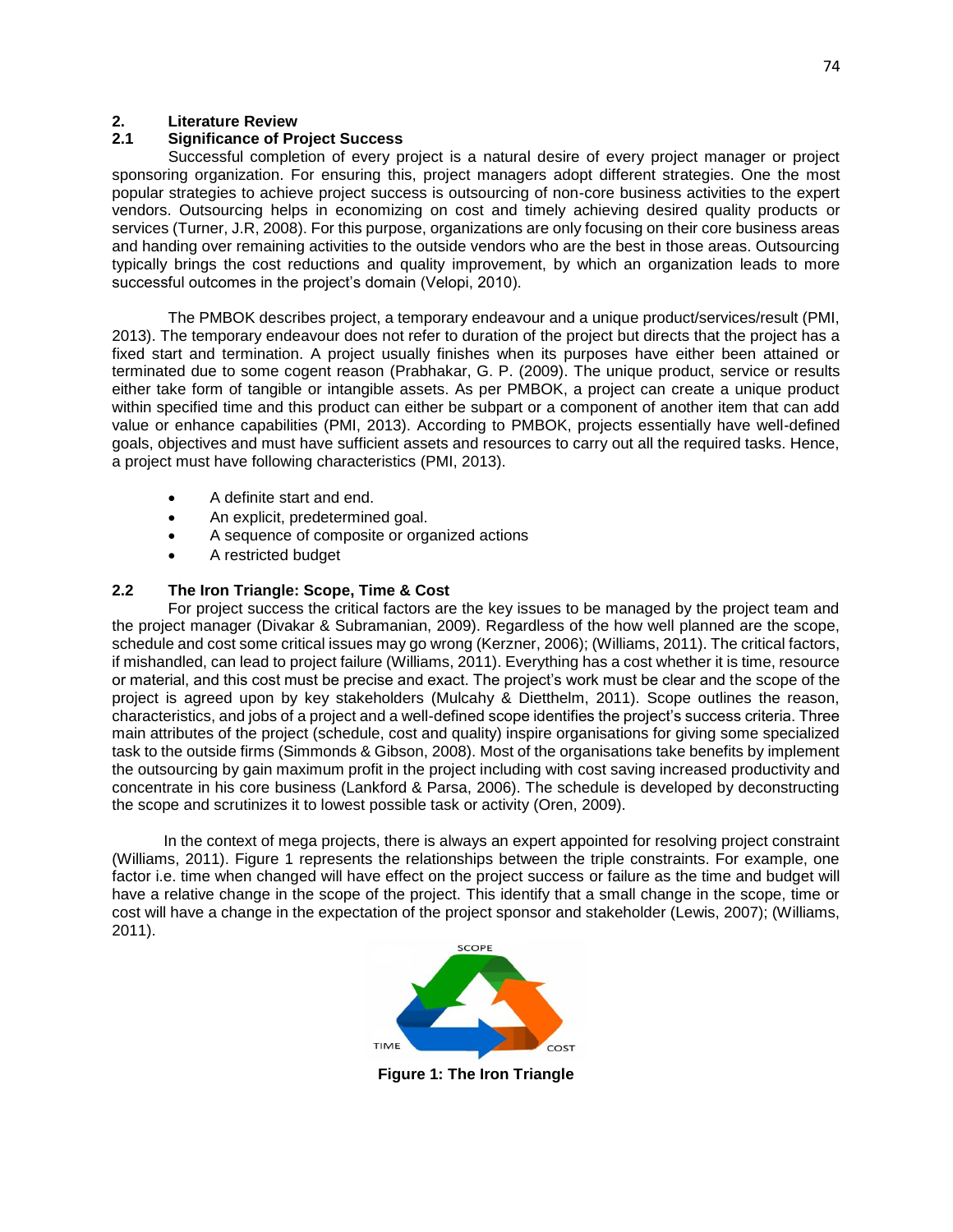## 2. Literature Review

### 2.1 Significance of Project Success

Successful completion of every project is a natural desire of every project manager or project sponsoring organization. For ensuring this, project managers adopt different strategies. One the most popular strategies to achieve project success is outsourcing of non-core business activities to the expert vendors. Outsourcing helps in economizing on cost and timely achieving desired quality products or services (Turner, J.R, 2008). For this purpose, organizations are only focusing on their core business areas and handing over remaining activities to the outside vendors who are the best in those areas. Outsourcing typically brings the cost reductions and quality improvement, by which an organization leads to more successful outcomes in the project's domain (Velopi, 2010).

The PMBOK describes project, a temporary endeavour and a unique product/services/result (PMI, 2013). The temporary endeavour does not refer to duration of the project but directs that the project has a fixed start and termination. A project usually finishes when its purposes have either been attained or terminated due to some cogent reason (Prabhakar, G. P. (2009). The unique product, service or results either take form of tangible or intangible assets. As per PMBOK, a project can create a unique product within specified time and this product can either be subpart or a component of another item that can add value or enhance capabilities (PMI, 2013). According to PMBOK, projects essentially have well-defined goals, objectives and must have sufficient assets and resources to carry out all the required tasks. Hence, a project must have following characteristics (PMI, 2013).

- A definite start and end.
- An explicit, predetermined goal.
- A sequence of composite or organized actions
- A restricted budget

### 2.2 The Iron Triangle: Scope, Time & Cost

For project success the critical factors are the key issues to be managed by the project team and the project manager (Divakar & Subramanian, 2009). Regardless of the how well planned are the scope, schedule and cost some critical issues may go wrong (Kerzner, 2006); (Williams, 2011). The critical factors, if mishandled, can lead to project failure (Williams, 2011). Everything has a cost whether it is time, resource or material, and this cost must be precise and exact. The project's work must be clear and the scope of the project is agreed upon by key stakeholders (Mulcahy & Dietthelm, 2011). Scope outlines the reason, characteristics, and jobs of a project and a well-defined scope identifies the project's success criteria. Three main attributes of the project (schedule, cost and quality) inspire organisations for giving some specialized task to the outside firms (Simmonds & Gibson, 2008). Most of the organisations take benefits by implement the outsourcing by gain maximum profit in the project including with cost saving increased productivity and concentrate in his core business (Lankford & Parsa, 2006). The schedule is developed by deconstructing the scope and scrutinizes it to lowest possible task or activity (Oren, 2009).

In the context of mega projects, there is always an expert appointed for resolving project constraint (Williams, 2011). Figure 1 represents the relationships between the triple constraints. For example, one factor i.e. time when changed will have effect on the project success or failure as the time and budget will have a relative change in the scope of the project. This identify that a small change in the scope, time or cost will have a change in the expectation of the project sponsor and stakeholder (Lewis, 2007); (Williams, 2011).

**Figure 1: The Iron Triangle**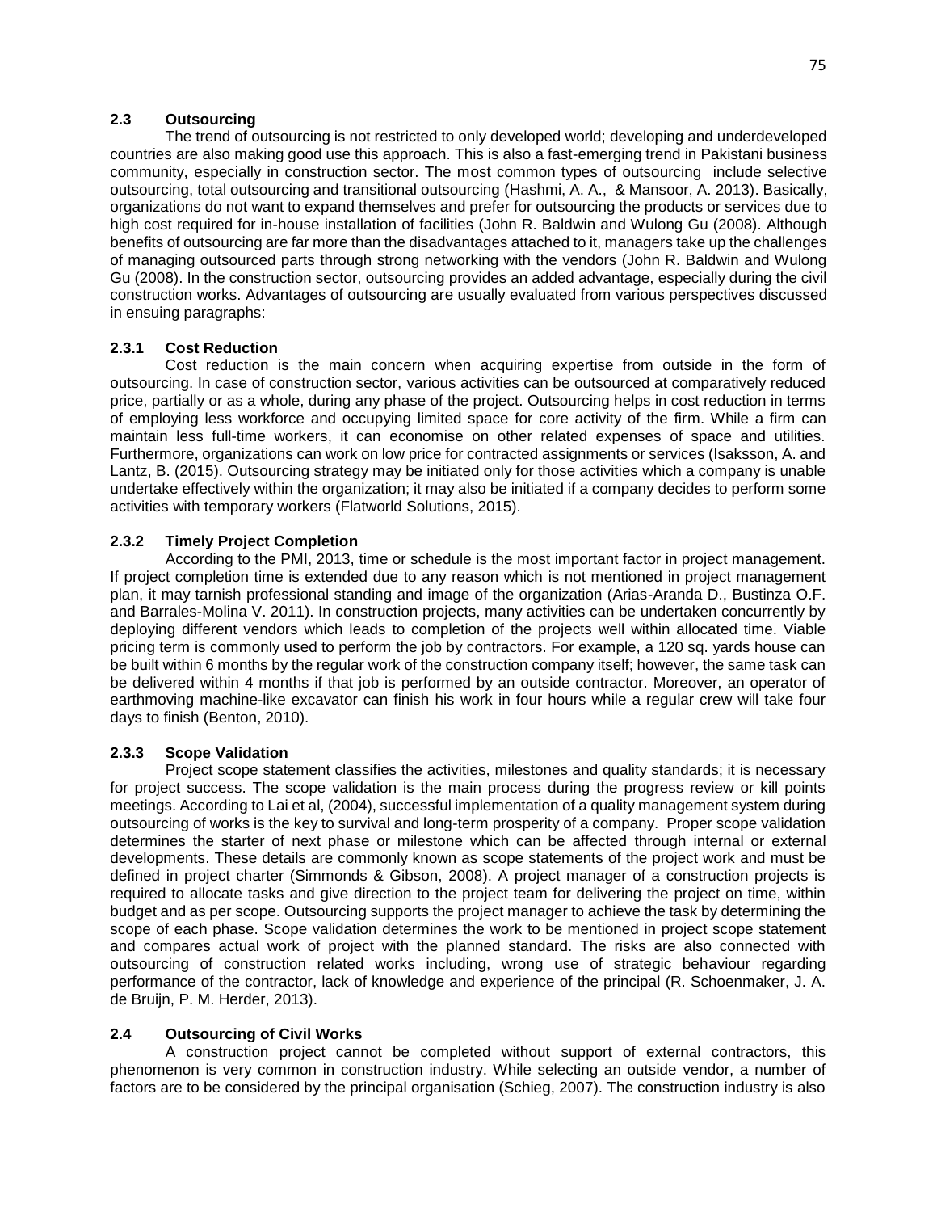## 2.3 Outsourcing

The trend of outsourcing is not restricted to only developed world; developing and underdeveloped countries are also making good use this approach. This is also a fast-emerging trend in Pakistani business community, especially in construction sector. The most common types of outsourcing include selective outsourcing, total outsourcing and transitional outsourcing (Hashmi, A. A., & Mansoor, A. 2013). Basically, organizations do not want to expand themselves and prefer for outsourcing the products or services due to high cost required for in-house installation of facilities (John R. Baldwin and Wulong Gu (2008). Although benefits of outsourcing are far more than the disadvantages attached to it, managers take up the challenges of managing outsourced parts through strong networking with the vendors (John R. Baldwin and Wulong Gu (2008). In the construction sector, outsourcing provides an added advantage, especially during the civil construction works. Advantages of outsourcing are usually evaluated from various perspectives discussed in ensuing paragraphs:

### 2.3.1 Cost Reduction

Cost reduction is the main concern when acquiring expertise from outside in the form of outsourcing. In case of construction sector, various activities can be outsourced at comparatively reduced price, partially or as a whole, during any phase of the project. Outsourcing helps in cost reduction in terms of employing less workforce and occupying limited space for core activity of the firm. While a firm can maintain less full-time workers, it can economise on other related expenses of space and utilities. Furthermore, organizations can work on low price for contracted assignments or services (Isaksson, A. and Lantz, B. (2015). Outsourcing strategy may be initiated only for those activities which a company is unable undertake effectively within the organization; it may also be initiated if a company decides to perform some activities with temporary workers (Flatworld Solutions, 2015).

### 2.3.2 Timely Project Completion

According to the PMI, 2013, time or schedule is the most important factor in project management. If project completion time is extended due to any reason which is not mentioned in project management plan, it may tarnish professional standing and image of the organization (Arias-Aranda D., Bustinza O.F. and Barrales-Molina V. 2011). In construction projects, many activities can be undertaken concurrently by deploying different vendors which leads to completion of the projects well within allocated time. Viable pricing term is commonly used to perform the job by contractors. For example, a 120 sq. yards house can be built within 6 months by the regular work of the construction company itself; however, the same task can be delivered within 4 months if that job is performed by an outside contractor. Moreover, an operator of earthmoving machine-like excavator can finish his work in four hours while a regular crew will take four days to finish (Benton, 2010).

### 2.3.3 Scope Validation

Project scope statement classifies the activities, milestones and quality standards; it is necessary for project success. The scope validation is the main process during the progress review or kill points meetings. According to Lai et al, (2004), successful implementation of a quality management system during outsourcing of works is the key to survival and long-term prosperity of a company. Proper scope validation determines the starter of next phase or milestone which can be affected through internal or external developments. These details are commonly known as scope statements of the project work and must be defined in project charter (Simmonds & Gibson, 2008). A project manager of a construction projects is required to allocate tasks and give direction to the project team for delivering the project on time, within budget and as per scope. Outsourcing supports the project manager to achieve the task by determining the scope of each phase. Scope validation determines the work to be mentioned in project scope statement and compares actual work of project with the planned standard. The risks are also connected with outsourcing of construction related works including, wrong use of strategic behaviour regarding performance of the contractor, lack of knowledge and experience of the principal (R. Schoenmaker, J. A. de Bruijn, P. M. Herder, 2013).

## 2.4 Outsourcing of Civil Works

A construction project cannot be completed without support of external contractors, this phenomenon is very common in construction industry. While selecting an outside vendor, a number of factors are to be considered by the principal organisation (Schieg, 2007). The construction industry is also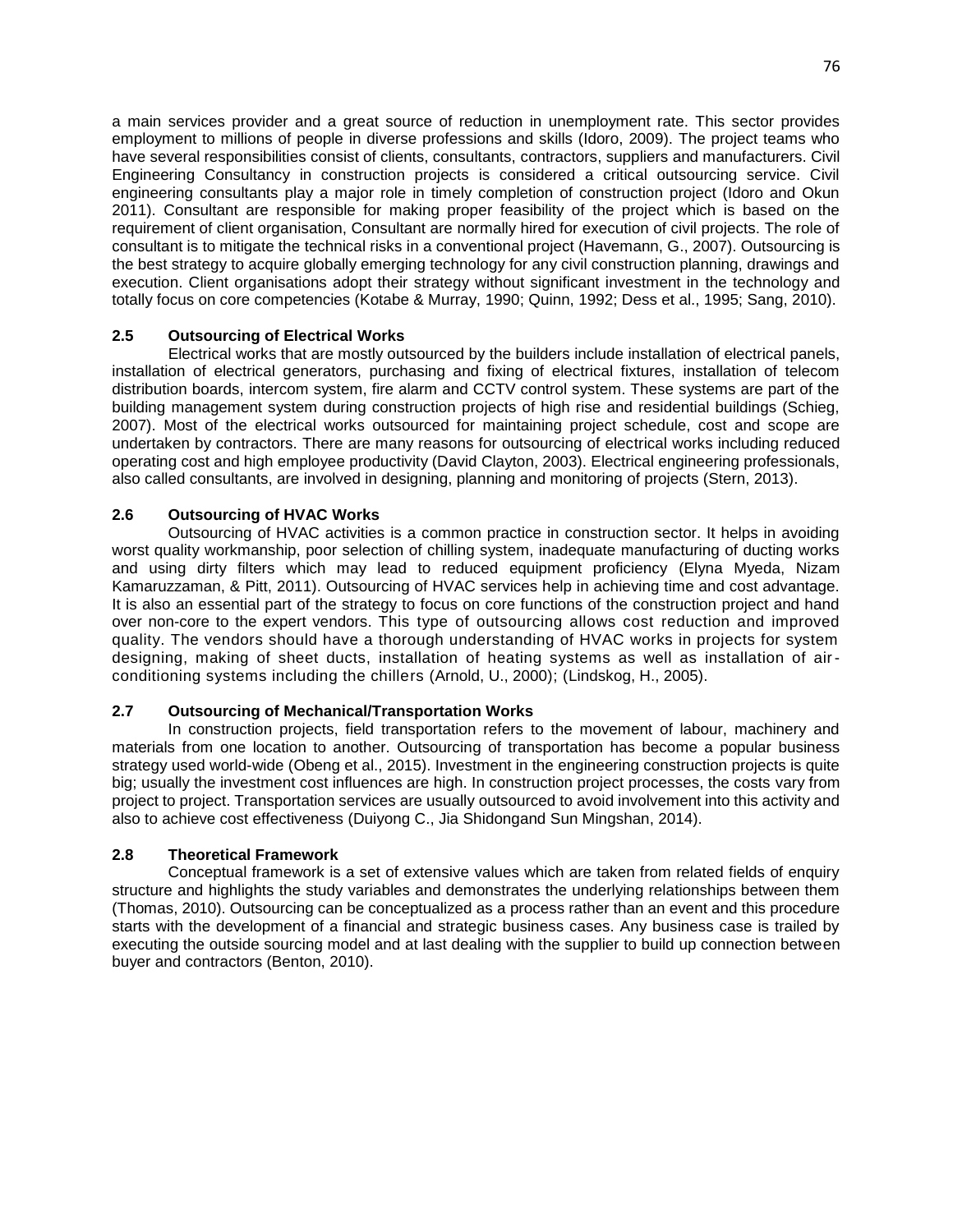a main services provider and a great source of reduction in unemployment rate. This sector provides employment to millions of people in diverse professions and skills (Idoro, 2009). The project teams who have several responsibilities consist of clients, consultants, contractors, suppliers and manufacturers. Civil Engineering Consultancy in construction projects is considered a critical outsourcing service. Civil engineering consultants play a major role in timely completion of construction project (Idoro and Okun 2011). Consultant are responsible for making proper feasibility of the project which is based on the requirement of client organisation, Consultant are normally hired for execution of civil projects. The role of consultant is to mitigate the technical risks in a conventional project (Havemann, G., 2007). Outsourcing is the best strategy to acquire globally emerging technology for any civil construction planning, drawings and execution. Client organisations adopt their strategy without significant investment in the technology and totally focus on core competencies (Kotabe & Murray, 1990; Quinn, 1992; Dess et al., 1995; Sang, 2010).

## 2.5 Outsourcing of Electrical Works

Electrical works that are mostly outsourced by the builders include installation of electrical panels, installation of electrical generators, purchasing and fixing of electrical fixtures, installation of telecom distribution boards, intercom system, fire alarm and CCTV control system. These systems are part of the building management system during construction projects of high rise and residential buildings (Schieg, 2007). Most of the electrical works outsourced for maintaining project schedule, cost and scope are undertaken by contractors. There are many reasons for outsourcing of electrical works including reduced operating cost and high employee productivity (David Clayton, 2003). Electrical engineering professionals, also called consultants, are involved in designing, planning and monitoring of projects (Stern, 2013).

## 2.6 Outsourcing of HVAC Works

Outsourcing of HVAC activities is a common practice in construction sector. It helps in avoiding worst quality workmanship, poor selection of chilling system, inadequate manufacturing of ducting works and using dirty filters which may lead to reduced equipment proficiency (Elyna Myeda, Nizam Kamaruzzaman, & Pitt, 2011). Outsourcing of HVAC services help in achieving time and cost advantage. It is also an essential part of the strategy to focus on core functions of the construction project and hand over non-core to the expert vendors. This type of outsourcing allows cost reduction and improved quality. The vendors should have a thorough understanding of HVAC works in projects for system designing, making of sheet ducts, installation of heating systems as well as installation of air-conditioning systems including the chillers (Arnold, U., 2000); (Lindskog, H., 2005).

## 2.7 Outsourcing of Mechanical/Transportation Works

In construction projects, field transportation refers to the movement of labour, machinery and materials from one location to another. Outsourcing of transportation has become a popular business strategy used world-wide (Obeng et al., 2015). Investment in the engineering construction projects is quite big; usually the investment cost influences are high. In construction project processes, the costs vary from project to project. Transportation services are usually outsourced to avoid involvement into this activity and also to achieve cost effectiveness (Duiyong C., Jia Shidongand Sun Mingshan, 2014).

## 2.8 Theoretical Framework

Conceptual framework is a set of extensive values which are taken from related fields of enquiry structure and highlights the study variables and demonstrates the underlying relationships between them (Thomas, 2010). Outsourcing can be conceptualized as a process rather than an event and this procedure starts with the development of a financial and strategic business cases. Any business case is trailed by executing the outside sourcing model and at last dealing with the supplier to build up connection between buyer and contractors (Benton, 2010).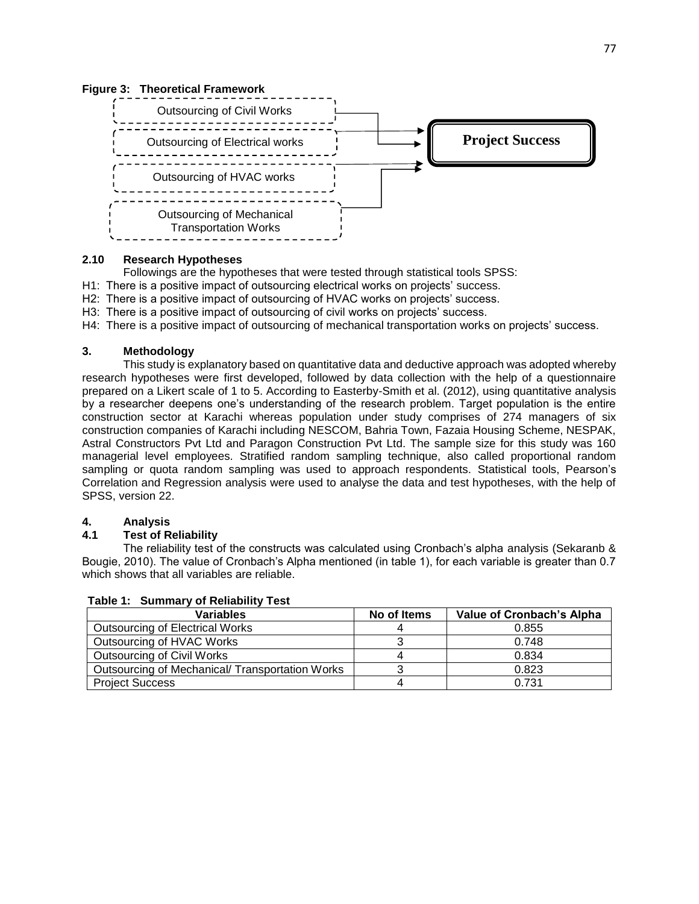**Figure 3: Theoretical Framework**

Outsourcing of Civil Works

Outsourcing of Electrical works

Outsourcing of HVAC works

Outsourcing of Mechanical Transportation Works

**Project Success**

### 2.10 Research Hypotheses

Followings are the hypotheses that were tested through statistical tools SPSS:

H1: There is a positive impact of outsourcing electrical works on projects' success.

H2: There is a positive impact of outsourcing of HVAC works on projects' success.

H3: There is a positive impact of outsourcing of civil works on projects' success.

H4: There is a positive impact of outsourcing of mechanical transportation works on projects' success.

## 3. Methodology

This study is explanatory based on quantitative data and deductive approach was adopted whereby research hypotheses were first developed, followed by data collection with the help of a questionnaire prepared on a Likert scale of 1 to 5. According to Easterby-Smith et al. (2012), using quantitative analysis by a researcher deepens one's understanding of the research problem. Target population is the entire construction sector at Karachi whereas population under study comprises of 274 managers of six construction companies of Karachi including NESCOM, Bahria Town, Fazaia Housing Scheme, NESPAK, Astral Constructors Pvt Ltd and Paragon Construction Pvt Ltd. The sample size for this study was 160 managerial level employees. Stratified random sampling technique, also called proportional random sampling or quota random sampling was used to approach respondents. Statistical tools, Pearson's Correlation and Regression analysis were used to analyse the data and test hypotheses, with the help of SPSS, version 22.

## 4. Analysis

### 4.1 Test of Reliability

The reliability test of the constructs was calculated using Cronbach's alpha analysis (Sekaranb & Bougie, 2010). The value of Cronbach's Alpha mentioned (in table 1), for each variable is greater than 0.7 which shows that all variables are reliable.

**Table 1: Summary of Reliability Test**

| Variables | No of Items | Value of Cronbach's Alpha |
|---|---|---|
| Outsourcing of Electrical Works | 4 | 0.855 |
| Outsourcing of HVAC Works | 3 | 0.748 |
| Outsourcing of Civil Works | 4 | 0.834 |
| Outsourcing of Mechanical/ Transportation Works | 3 | 0.823 |
| Project Success | 4 | 0.731 |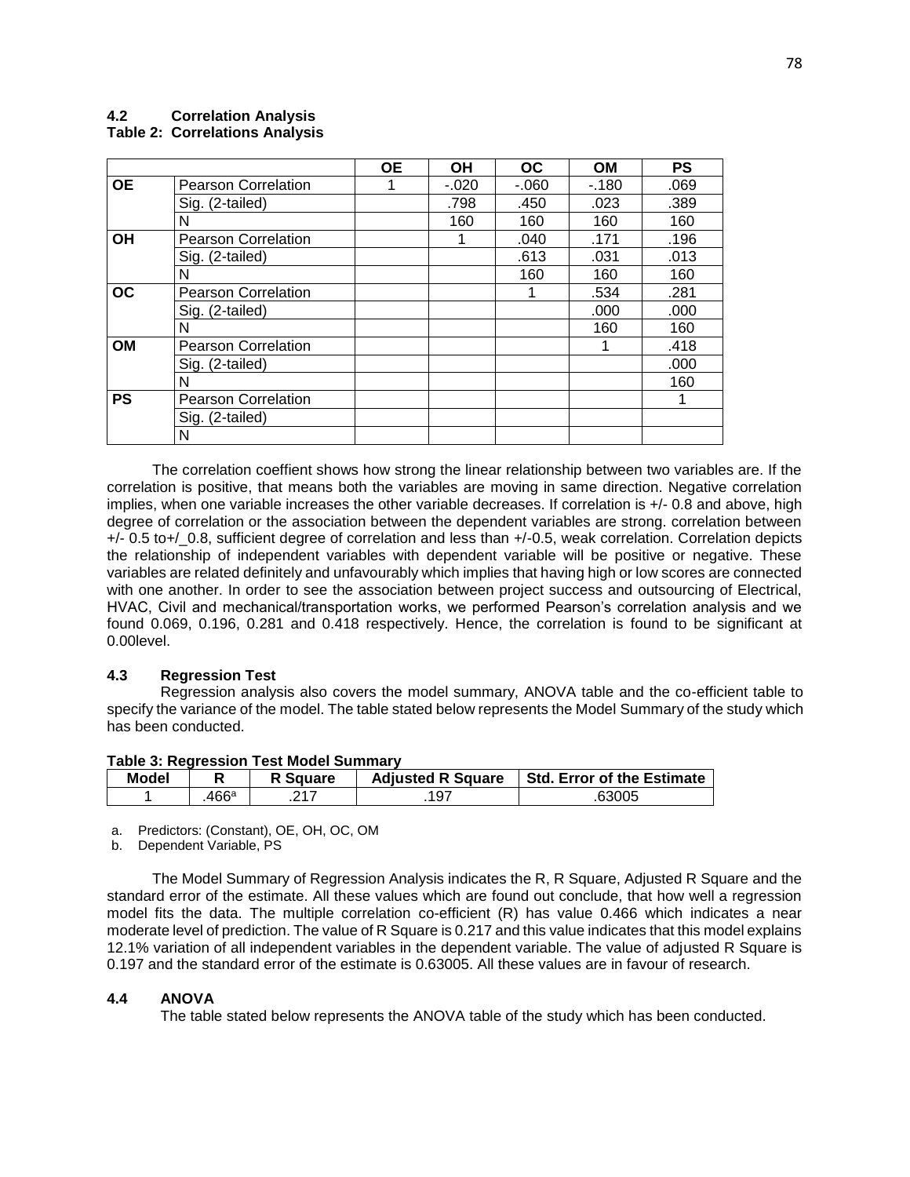### 4.2 Correlation Analysis

**Table 2: Correlations Analysis**

| | | OE | OH | OC | OM | PS |
|---|---|---|---|---|---|---|
| **OE** | Pearson Correlation | 1 | -.020 | -.060 | -.180 | .069 |
| | Sig. (2-tailed) | | .798 | .450 | .023 | .389 |
| | N | | 160 | 160 | 160 | 160 |
| **OH** | Pearson Correlation | | 1 | .040 | .171 | .196 |
| | Sig. (2-tailed) | | | .613 | .031 | .013 |
| | N | | | 160 | 160 | 160 |
| **OC** | Pearson Correlation | | | 1 | .534 | .281 |
| | Sig. (2-tailed) | | | | .000 | .000 |
| | N | | | | 160 | 160 |
| **OM** | Pearson Correlation | | | | 1 | .418 |
| | Sig. (2-tailed) | | | | | .000 |
| | N | | | | | 160 |
| **PS** | Pearson Correlation | | | | | 1 |
| | Sig. (2-tailed) | | | | | |
| | N | | | | | |

The correlation coeffient shows how strong the linear relationship between two variables are. If the correlation is positive, that means both the variables are moving in same direction. Negative correlation implies, when one variable increases the other variable decreases. If correlation is +/- 0.8 and above, high degree of correlation or the association between the dependent variables are strong. correlation between +/- 0.5 to+/_0.8, sufficient degree of correlation and less than +/-0.5, weak correlation. Correlation depicts the relationship of independent variables with dependent variable will be positive or negative. These variables are related definitely and unfavourably which implies that having high or low scores are connected with one another. In order to see the association between project success and outsourcing of Electrical, HVAC, Civil and mechanical/transportation works, we performed Pearson's correlation analysis and we found 0.069, 0.196, 0.281 and 0.418 respectively. Hence, the correlation is found to be significant at 0.00level.

### 4.3 Regression Test

Regression analysis also covers the model summary, ANOVA table and the co-efficient table to specify the variance of the model. The table stated below represents the Model Summary of the study which has been conducted.

**Table 3: Regression Test Model Summary**

| Model | R | R Square | Adjusted R Square | Std. Error of the Estimate |
|---|---|---|---|---|
| 1 | .466[a] | .217 | .197 | .63005 |

a. Predictors: (Constant), OE, OH, OC, OM

b. Dependent Variable, PS

The Model Summary of Regression Analysis indicates the R, R Square, Adjusted R Square and the standard error of the estimate. All these values which are found out conclude, that how well a regression model fits the data. The multiple correlation co-efficient (R) has value 0.466 which indicates a near moderate level of prediction. The value of R Square is 0.217 and this value indicates that this model explains 12.1% variation of all independent variables in the dependent variable. The value of adjusted R Square is 0.197 and the standard error of the estimate is 0.63005. All these values are in favour of research.

### 4.4 ANOVA

The table stated below represents the ANOVA table of the study which has been conducted.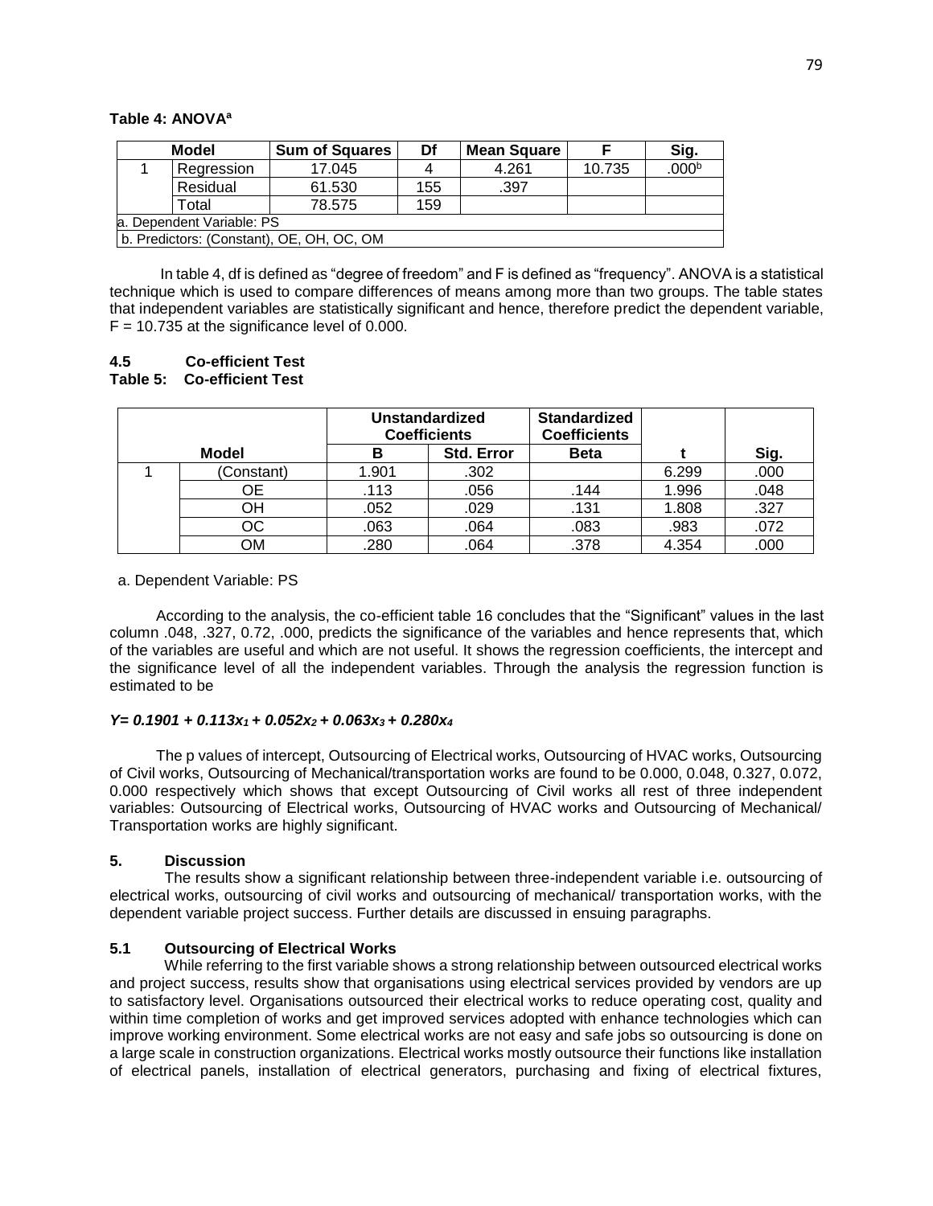**Table 4: ANOVA[a]**

| Model | | Sum of Squares | Df | Mean Square | F | Sig. |
|---|---|---|---|---|---|---|
| 1 | Regression | 17.045 | 4 | 4.261 | 10.735 | .000[b] |
| | Residual | 61.530 | 155 | .397 | | |
| | Total | 78.575 | 159 | | | |
| a. Dependent Variable: PS | | | | | | |
| b. Predictors: (Constant), OE, OH, OC, OM | | | | | | |

In table 4, df is defined as "degree of freedom" and F is defined as "frequency". ANOVA is a statistical technique which is used to compare differences of means among more than two groups. The table states that independent variables are statistically significant and hence, therefore predict the dependent variable, $F = 10.735$ at the significance level of 0.000.

### 4.5 Co-efficient Test

**Table 5: Co-efficient Test**

| Model | | Unstandardized Coefficients | | Standardized Coefficients | t | Sig. |
|---|---|---|---|---|---|---|
| | | B | Std. Error | Beta | | |
| 1 | (Constant) | 1.901 | .302 | | 6.299 | .000 |
| | OE | .113 | .056 | .144 | 1.996 | .048 |
| | OH | .052 | .029 | .131 | 1.808 | .327 |
| | OC | .063 | .064 | .083 | .983 | .072 |
| | OM | .280 | .064 | .378 | 4.354 | .000 |

a. Dependent Variable: PS

According to the analysis, the co-efficient table 16 concludes that the "Significant" values in the last column .048, .327, 0.72, .000, predicts the significance of the variables and hence represents that, which of the variables are useful and which are not useful. It shows the regression coefficients, the intercept and the significance level of all the independent variables. Through the analysis the regression function is estimated to be

$$Y = 0.1901 + 0.113x_1 + 0.052x_2 + 0.063x_3 + 0.280x_4$$

The p values of intercept, Outsourcing of Electrical works, Outsourcing of HVAC works, Outsourcing of Civil works, Outsourcing of Mechanical/transportation works are found to be 0.000, 0.048, 0.327, 0.072, 0.000 respectively which shows that except Outsourcing of Civil works all rest of three independent variables: Outsourcing of Electrical works, Outsourcing of HVAC works and Outsourcing of Mechanical/ Transportation works are highly significant.

## 5. Discussion

The results show a significant relationship between three-independent variable i.e. outsourcing of electrical works, outsourcing of civil works and outsourcing of mechanical/ transportation works, with the dependent variable project success. Further details are discussed in ensuing paragraphs.

### 5.1 Outsourcing of Electrical Works

While referring to the first variable shows a strong relationship between outsourced electrical works and project success, results show that organisations using electrical services provided by vendors are up to satisfactory level. Organisations outsourced their electrical works to reduce operating cost, quality and within time completion of works and get improved services adopted with enhance technologies which can improve working environment. Some electrical works are not easy and safe jobs so outsourcing is done on a large scale in construction organizations. Electrical works mostly outsource their functions like installation of electrical panels, installation of electrical generators, purchasing and fixing of electrical fixtures,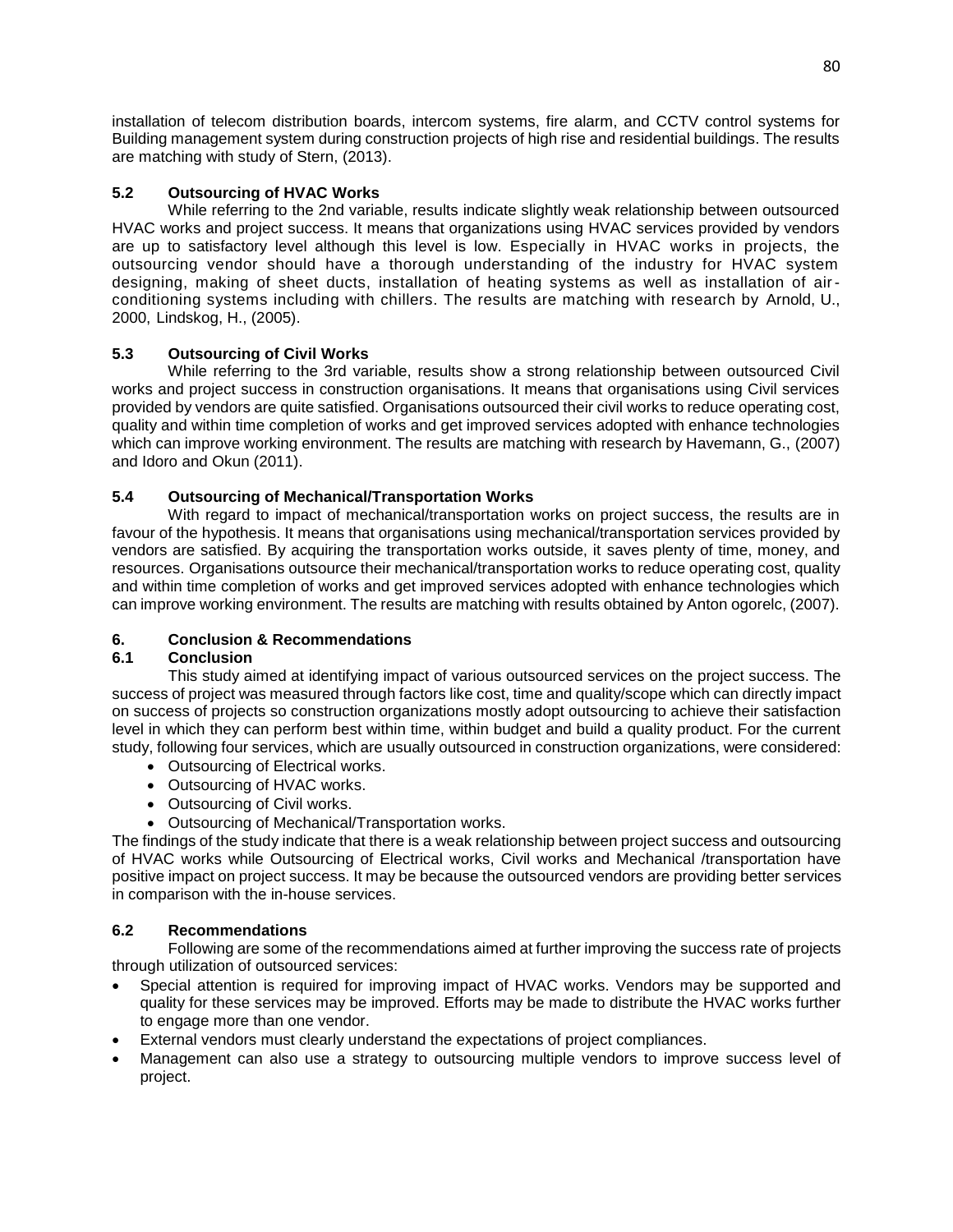installation of telecom distribution boards, intercom systems, fire alarm, and CCTV control systems for Building management system during construction projects of high rise and residential buildings. The results are matching with study of Stern, (2013).

### 5.2 Outsourcing of HVAC Works

While referring to the 2nd variable, results indicate slightly weak relationship between outsourced HVAC works and project success. It means that organizations using HVAC services provided by vendors are up to satisfactory level although this level is low. Especially in HVAC works in projects, the outsourcing vendor should have a thorough understanding of the industry for HVAC system designing, making of sheet ducts, installation of heating systems as well as installation of air-conditioning systems including with chillers. The results are matching with research by Arnold, U., 2000, Lindskog, H., (2005).

### 5.3 Outsourcing of Civil Works

While referring to the 3rd variable, results show a strong relationship between outsourced Civil works and project success in construction organisations. It means that organisations using Civil services provided by vendors are quite satisfied. Organisations outsourced their civil works to reduce operating cost, quality and within time completion of works and get improved services adopted with enhance technologies which can improve working environment. The results are matching with research by Havemann, G., (2007) and Idoro and Okun (2011).

### 5.4 Outsourcing of Mechanical/Transportation Works

With regard to impact of mechanical/transportation works on project success, the results are in favour of the hypothesis. It means that organisations using mechanical/transportation services provided by vendors are satisfied. By acquiring the transportation works outside, it saves plenty of time, money, and resources. Organisations outsource their mechanical/transportation works to reduce operating cost, quality and within time completion of works and get improved services adopted with enhance technologies which can improve working environment. The results are matching with results obtained by Anton ogorelc, (2007).

## 6. Conclusion & Recommendations

### 6.1 Conclusion

This study aimed at identifying impact of various outsourced services on the project success. The success of project was measured through factors like cost, time and quality/scope which can directly impact on success of projects so construction organizations mostly adopt outsourcing to achieve their satisfaction level in which they can perform best within time, within budget and build a quality product. For the current study, following four services, which are usually outsourced in construction organizations, were considered:

- Outsourcing of Electrical works.
- Outsourcing of HVAC works.
- Outsourcing of Civil works.
- Outsourcing of Mechanical/Transportation works.

The findings of the study indicate that there is a weak relationship between project success and outsourcing of HVAC works while Outsourcing of Electrical works, Civil works and Mechanical /transportation have positive impact on project success. It may be because the outsourced vendors are providing better services in comparison with the in-house services.

### 6.2 Recommendations

Following are some of the recommendations aimed at further improving the success rate of projects through utilization of outsourced services:

- Special attention is required for improving impact of HVAC works. Vendors may be supported and quality for these services may be improved. Efforts may be made to distribute the HVAC works further to engage more than one vendor.
- External vendors must clearly understand the expectations of project compliances.
- Management can also use a strategy to outsourcing multiple vendors to improve success level of project.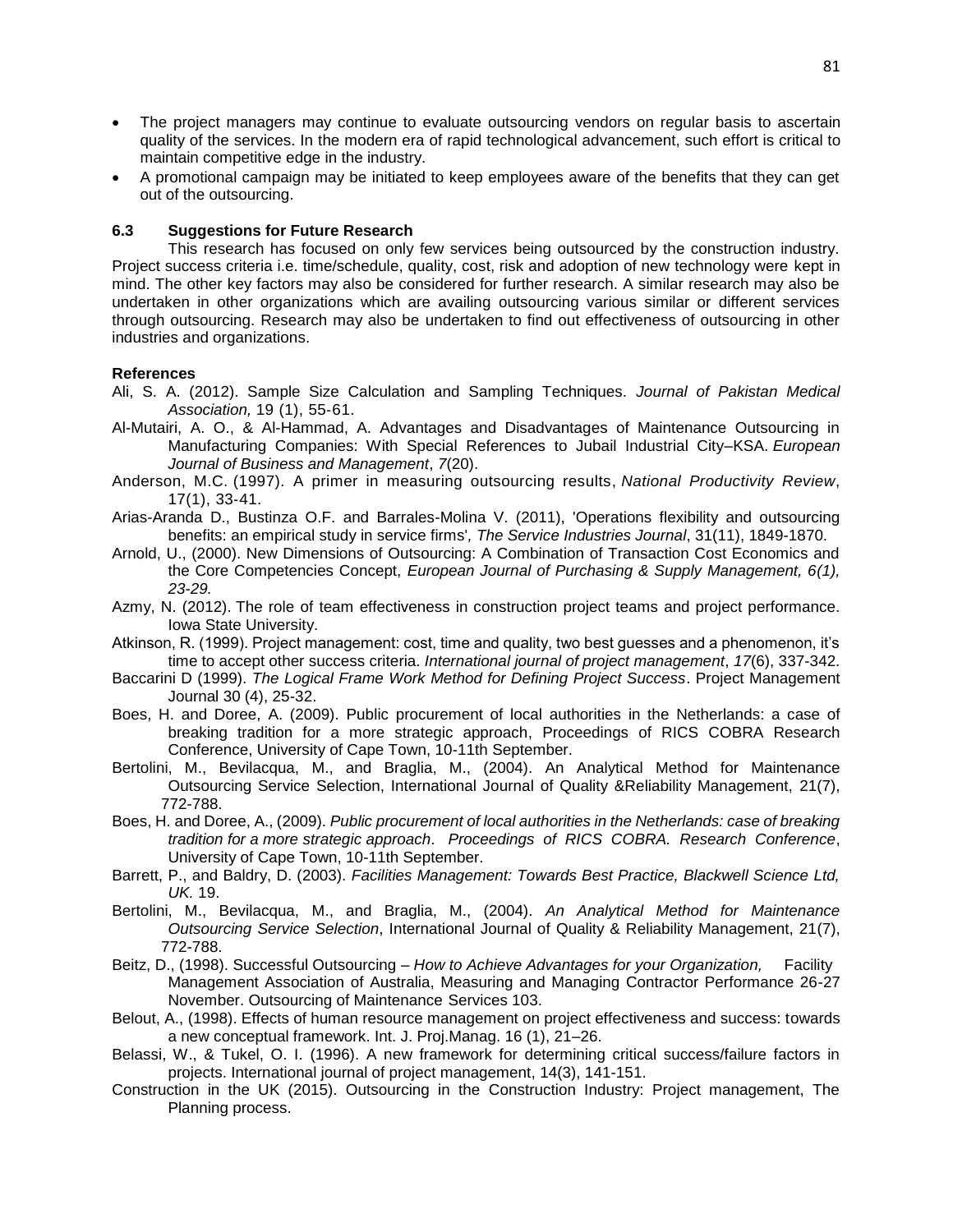- The project managers may continue to evaluate outsourcing vendors on regular basis to ascertain quality of the services. In the modern era of rapid technological advancement, such effort is critical to maintain competitive edge in the industry.
- A promotional campaign may be initiated to keep employees aware of the benefits that they can get out of the outsourcing.

### 6.3 Suggestions for Future Research

This research has focused on only few services being outsourced by the construction industry. Project success criteria i.e. time/schedule, quality, cost, risk and adoption of new technology were kept in mind. The other key factors may also be considered for further research. A similar research may also be undertaken in other organizations which are availing outsourcing various similar or different services through outsourcing. Research may also be undertaken to find out effectiveness of outsourcing in other industries and organizations.

### References

Ali, S. A. (2012). Sample Size Calculation and Sampling Techniques. *Journal of Pakistan Medical Association,* 19 (1), 55-61.

Al-Mutairi, A. O., & Al-Hammad, A. Advantages and Disadvantages of Maintenance Outsourcing in Manufacturing Companies: With Special References to Jubail Industrial City–KSA. *European Journal of Business and Management*, *7*(20).

Anderson, M.C. (1997). A primer in measuring outsourcing results, *National Productivity Review*, 17(1), 33-41.

Arias-Aranda D., Bustinza O.F. and Barrales-Molina V. (2011), 'Operations flexibility and outsourcing benefits: an empirical study in service firms', *The Service Industries Journal*, 31(11), 1849-1870.

Arnold, U., (2000). New Dimensions of Outsourcing: A Combination of Transaction Cost Economics and the Core Competencies Concept, *European Journal of Purchasing & Supply Management, 6(1), 23-29.*

Azmy, N. (2012). The role of team effectiveness in construction project teams and project performance. Iowa State University.

Atkinson, R. (1999). Project management: cost, time and quality, two best guesses and a phenomenon, it's time to accept other success criteria. *International journal of project management*, *17*(6), 337-342.

Baccarini D (1999). *The Logical Frame Work Method for Defining Project Success*. Project Management Journal 30 (4), 25-32.

Boes, H. and Doree, A. (2009). Public procurement of local authorities in the Netherlands: a case of breaking tradition for a more strategic approach, Proceedings of RICS COBRA Research Conference, University of Cape Town, 10-11th September.

Bertolini, M., Bevilacqua, M., and Braglia, M., (2004). An Analytical Method for Maintenance Outsourcing Service Selection, International Journal of Quality &Reliability Management, 21(7), 772-788.

Boes, H. and Doree, A., (2009). *Public procurement of local authorities in the Netherlands: case of breaking tradition for a more strategic approach*. *Proceedings of RICS COBRA. Research Conference*, University of Cape Town, 10-11th September.

Barrett, P., and Baldry, D. (2003). *Facilities Management: Towards Best Practice, Blackwell Science Ltd, UK.* 19.

Bertolini, M., Bevilacqua, M., and Braglia, M., (2004). *An Analytical Method for Maintenance Outsourcing Service Selection*, International Journal of Quality & Reliability Management, 21(7), 772-788.

Beitz, D., (1998). Successful Outsourcing – *How to Achieve Advantages for your Organization,* Facility Management Association of Australia, Measuring and Managing Contractor Performance 26-27 November. Outsourcing of Maintenance Services 103.

Belout, A., (1998). Effects of human resource management on project effectiveness and success: towards a new conceptual framework. Int. J. Proj.Manag. 16 (1), 21–26.

Belassi, W., & Tukel, O. I. (1996). A new framework for determining critical success/failure factors in projects. International journal of project management, 14(3), 141-151.

Construction in the UK (2015). Outsourcing in the Construction Industry: Project management, The Planning process.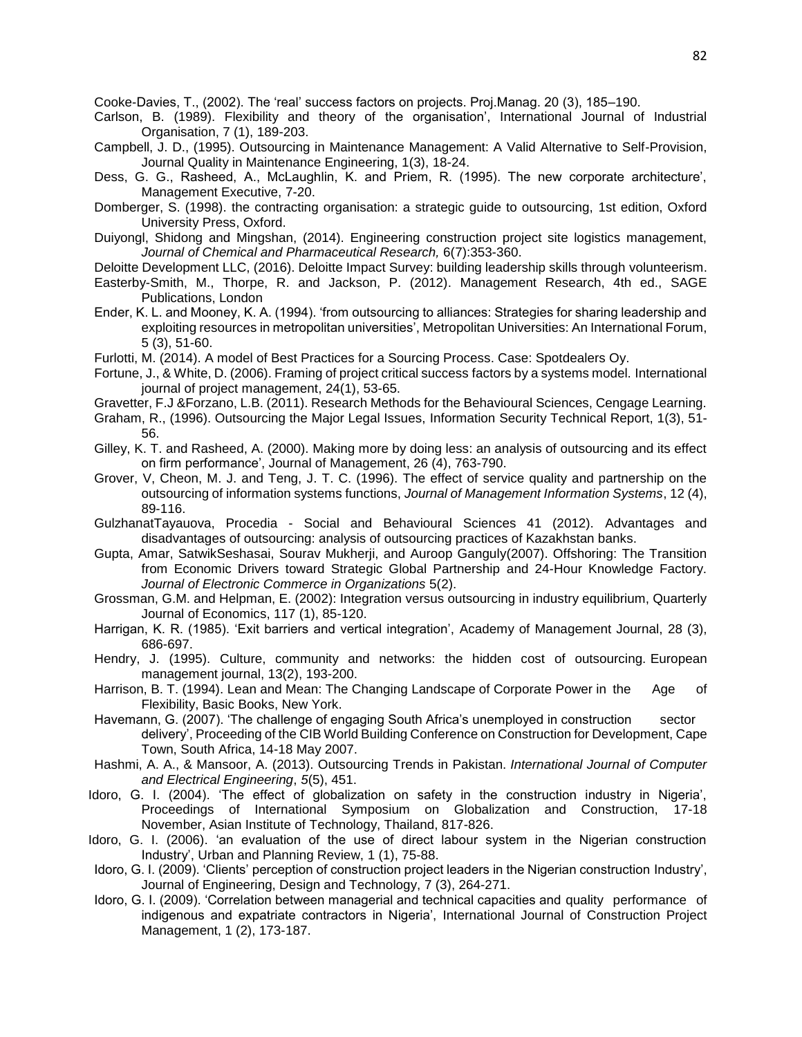Cooke-Davies, T., (2002). The 'real' success factors on projects. Proj.Manag. 20 (3), 185–190.

Carlson, B. (1989). Flexibility and theory of the organisation', International Journal of Industrial Organisation, 7 (1), 189-203.

Campbell, J. D., (1995). Outsourcing in Maintenance Management: A Valid Alternative to Self-Provision, Journal Quality in Maintenance Engineering, 1(3), 18-24.

Dess, G. G., Rasheed, A., McLaughlin, K. and Priem, R. (1995). The new corporate architecture', Management Executive, 7-20.

Domberger, S. (1998). the contracting organisation: a strategic guide to outsourcing, 1st edition, Oxford University Press, Oxford.

Duiyongl, Shidong and Mingshan, (2014). Engineering construction project site logistics management, *Journal of Chemical and Pharmaceutical Research,* 6(7):353-360.

Deloitte Development LLC, (2016). Deloitte Impact Survey: building leadership skills through volunteerism.

Easterby-Smith, M., Thorpe, R. and Jackson, P. (2012). Management Research, 4th ed., SAGE Publications, London

Ender, K. L. and Mooney, K. A. (1994). 'from outsourcing to alliances: Strategies for sharing leadership and exploiting resources in metropolitan universities', Metropolitan Universities: An International Forum, 5 (3), 51-60.

Furlotti, M. (2014). A model of Best Practices for a Sourcing Process. Case: Spotdealers Oy.

Fortune, J., & White, D. (2006). Framing of project critical success factors by a systems model. International journal of project management, 24(1), 53-65.

Gravetter, F.J &Forzano, L.B. (2011). Research Methods for the Behavioural Sciences, Cengage Learning.

Graham, R., (1996). Outsourcing the Major Legal Issues, Information Security Technical Report, 1(3), 51-56.

Gilley, K. T. and Rasheed, A. (2000). Making more by doing less: an analysis of outsourcing and its effect on firm performance', Journal of Management, 26 (4), 763-790.

Grover, V, Cheon, M. J. and Teng, J. T. C. (1996). The effect of service quality and partnership on the outsourcing of information systems functions, *Journal of Management Information Systems*, 12 (4), 89-116.

GulzhanatTayauova, Procedia - Social and Behavioural Sciences 41 (2012). Advantages and disadvantages of outsourcing: analysis of outsourcing practices of Kazakhstan banks.

Gupta, Amar, SatwikSeshasai, Sourav Mukherji, and Auroop Ganguly(2007). Offshoring: The Transition from Economic Drivers toward Strategic Global Partnership and 24-Hour Knowledge Factory. *Journal of Electronic Commerce in Organizations* 5(2).

Grossman, G.M. and Helpman, E. (2002): Integration versus outsourcing in industry equilibrium, Quarterly Journal of Economics, 117 (1), 85-120.

Harrigan, K. R. (1985). 'Exit barriers and vertical integration', Academy of Management Journal, 28 (3), 686-697.

Hendry, J. (1995). Culture, community and networks: the hidden cost of outsourcing. European management journal, 13(2), 193-200.

Harrison, B. T. (1994). Lean and Mean: The Changing Landscape of Corporate Power in the Age of Flexibility, Basic Books, New York.

Havemann, G. (2007). 'The challenge of engaging South Africa's unemployed in construction sector delivery', Proceeding of the CIB World Building Conference on Construction for Development, Cape Town, South Africa, 14-18 May 2007.

Hashmi, A. A., & Mansoor, A. (2013). Outsourcing Trends in Pakistan. *International Journal of Computer and Electrical Engineering*, *5*(5), 451.

Idoro, G. I. (2004). 'The effect of globalization on safety in the construction industry in Nigeria', Proceedings of International Symposium on Globalization and Construction, 17-18 November, Asian Institute of Technology, Thailand, 817-826.

Idoro, G. I. (2006). 'an evaluation of the use of direct labour system in the Nigerian construction Industry', Urban and Planning Review, 1 (1), 75-88.

Idoro, G. I. (2009). 'Clients' perception of construction project leaders in the Nigerian construction Industry', Journal of Engineering, Design and Technology, 7 (3), 264-271.

Idoro, G. I. (2009). 'Correlation between managerial and technical capacities and quality performance of indigenous and expatriate contractors in Nigeria', International Journal of Construction Project Management, 1 (2), 173-187.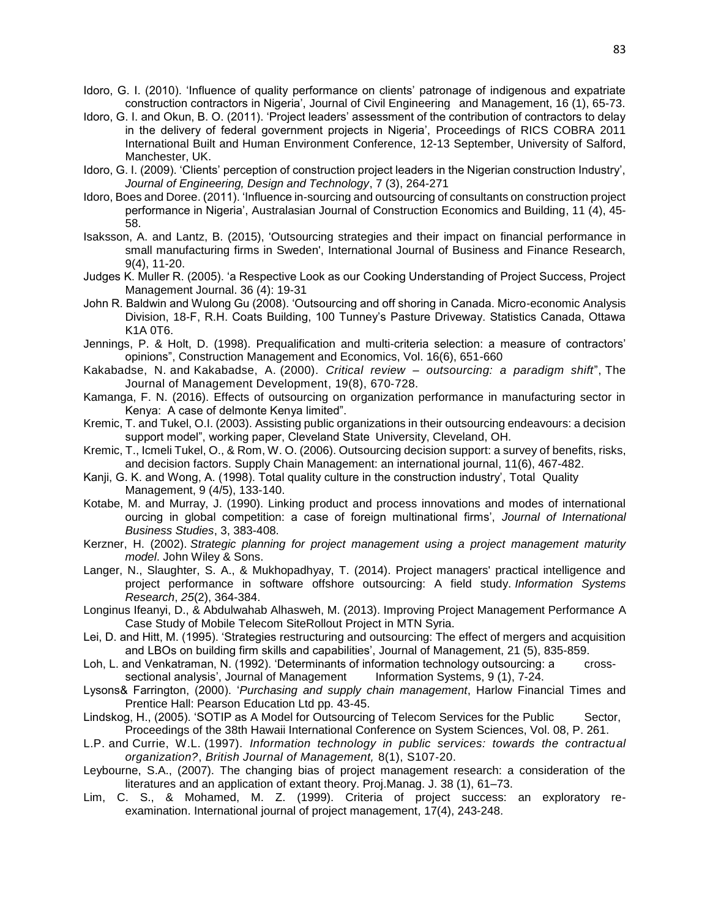Idoro, G. I. (2010). 'Influence of quality performance on clients' patronage of indigenous and expatriate construction contractors in Nigeria', Journal of Civil Engineering and Management, 16 (1), 65-73.

Idoro, G. I. and Okun, B. O. (2011). 'Project leaders' assessment of the contribution of contractors to delay in the delivery of federal government projects in Nigeria', Proceedings of RICS COBRA 2011 International Built and Human Environment Conference, 12-13 September, University of Salford, Manchester, UK.

Idoro, G. I. (2009). 'Clients' perception of construction project leaders in the Nigerian construction Industry', *Journal of Engineering, Design and Technology*, 7 (3), 264-271

Idoro, Boes and Doree. (2011). 'Influence in-sourcing and outsourcing of consultants on construction project performance in Nigeria', Australasian Journal of Construction Economics and Building, 11 (4), 45-58.

Isaksson, A. and Lantz, B. (2015), 'Outsourcing strategies and their impact on financial performance in small manufacturing firms in Sweden', International Journal of Business and Finance Research, 9(4), 11-20.

Judges K. Muller R. (2005). 'a Respective Look as our Cooking Understanding of Project Success, Project Management Journal. 36 (4): 19-31

John R. Baldwin and Wulong Gu (2008). 'Outsourcing and off shoring in Canada. Micro-economic Analysis Division, 18-F, R.H. Coats Building, 100 Tunney's Pasture Driveway. Statistics Canada, Ottawa K1A 0T6.

Jennings, P. & Holt, D. (1998). Prequalification and multi-criteria selection: a measure of contractors' opinions", Construction Management and Economics, Vol. 16(6), 651-660

Kakabadse, N. and Kakabadse, A. (2000). *Critical review – outsourcing: a paradigm shift*", The Journal of Management Development, 19(8), 670-728.

Kamanga, F. N. (2016). Effects of outsourcing on organization performance in manufacturing sector in Kenya: A case of delmonte Kenya limited".

Kremic, T. and Tukel, O.I. (2003). Assisting public organizations in their outsourcing endeavours: a decision support model", working paper, Cleveland State University, Cleveland, OH.

Kremic, T., Icmeli Tukel, O., & Rom, W. O. (2006). Outsourcing decision support: a survey of benefits, risks, and decision factors. Supply Chain Management: an international journal, 11(6), 467-482.

Kanji, G. K. and Wong, A. (1998). Total quality culture in the construction industry', Total Quality Management, 9 (4/5), 133-140.

Kotabe, M. and Murray, J. (1990). Linking product and process innovations and modes of international ourcing in global competition: a case of foreign multinational firms', *Journal of International Business Studies*, 3, 383-408.

Kerzner, H. (2002). *Strategic planning for project management using a project management maturity model*. John Wiley & Sons.

Langer, N., Slaughter, S. A., & Mukhopadhyay, T. (2014). Project managers' practical intelligence and project performance in software offshore outsourcing: A field study. *Information Systems Research*, *25*(2), 364-384.

Longinus Ifeanyi, D., & Abdulwahab Alhasweh, M. (2013). Improving Project Management Performance A Case Study of Mobile Telecom SiteRollout Project in MTN Syria.

Lei, D. and Hitt, M. (1995). 'Strategies restructuring and outsourcing: The effect of mergers and acquisition and LBOs on building firm skills and capabilities', Journal of Management, 21 (5), 835-859.

Loh, L. and Venkatraman, N. (1992). 'Determinants of information technology outsourcing: a cross-sectional analysis', Journal of Management Information Systems, 9 (1), 7-24.

Lysons& Farrington, (2000). '*Purchasing and supply chain management*, Harlow Financial Times and Prentice Hall: Pearson Education Ltd pp. 43-45.

Lindskog, H., (2005). 'SOTIP as A Model for Outsourcing of Telecom Services for the Public Sector, Proceedings of the 38th Hawaii International Conference on System Sciences, Vol. 08, P. 261.

L.P. and Currie, W.L. (1997). *Information technology in public services: towards the contractual organization?*, *British Journal of Management,* 8(1), S107-20.

Leybourne, S.A., (2007). The changing bias of project management research: a consideration of the literatures and an application of extant theory. Proj.Manag. J. 38 (1), 61–73.

Lim, C. S., & Mohamed, M. Z. (1999). Criteria of project success: an exploratory re-examination. International journal of project management, 17(4), 243-248.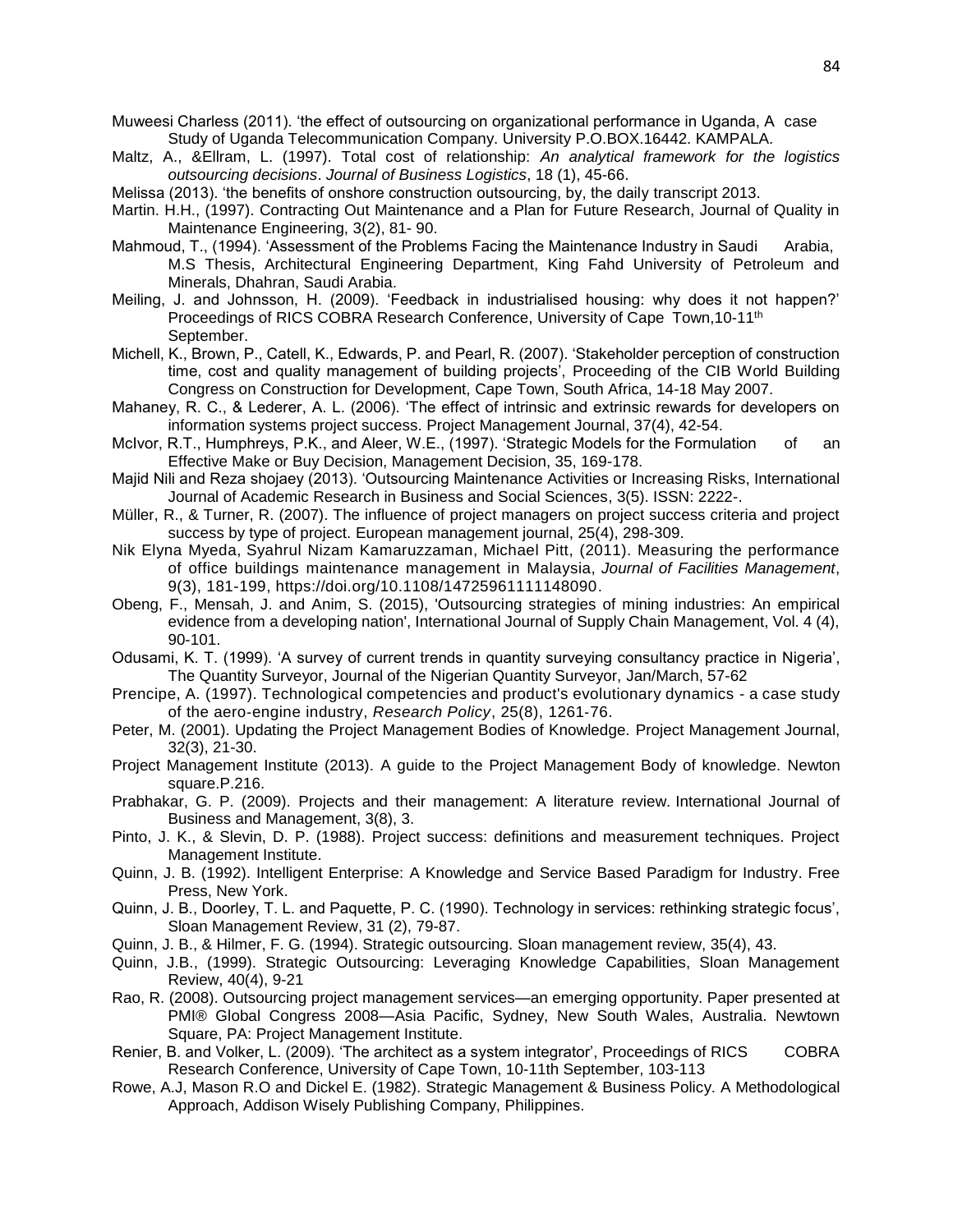Muweesi Charless (2011). 'the effect of outsourcing on organizational performance in Uganda, A case Study of Uganda Telecommunication Company. University P.O.BOX.16442. KAMPALA.

Maltz, A., &Ellram, L. (1997). Total cost of relationship: *An analytical framework for the logistics outsourcing decisions*. *Journal of Business Logistics*, 18 (1), 45-66.

Melissa (2013). 'the benefits of onshore construction outsourcing, by, the daily transcript 2013.

Martin. H.H., (1997). Contracting Out Maintenance and a Plan for Future Research, Journal of Quality in Maintenance Engineering, 3(2), 81- 90.

Mahmoud, T., (1994). 'Assessment of the Problems Facing the Maintenance Industry in Saudi Arabia, M.S Thesis, Architectural Engineering Department, King Fahd University of Petroleum and Minerals, Dhahran, Saudi Arabia.

Meiling, J. and Johnsson, H. (2009). 'Feedback in industrialised housing: why does it not happen?' Proceedings of RICS COBRA Research Conference, University of Cape Town,10-11th September.

Michell, K., Brown, P., Catell, K., Edwards, P. and Pearl, R. (2007). 'Stakeholder perception of construction time, cost and quality management of building projects', Proceeding of the CIB World Building Congress on Construction for Development, Cape Town, South Africa, 14-18 May 2007.

Mahaney, R. C., & Lederer, A. L. (2006). 'The effect of intrinsic and extrinsic rewards for developers on information systems project success. Project Management Journal, 37(4), 42-54.

McIvor, R.T., Humphreys, P.K., and Aleer, W.E., (1997). 'Strategic Models for the Formulation of an Effective Make or Buy Decision, Management Decision, 35, 169-178.

Majid Nili and Reza shojaey (2013). 'Outsourcing Maintenance Activities or Increasing Risks, International Journal of Academic Research in Business and Social Sciences, 3(5). ISSN: 2222-.

Müller, R., & Turner, R. (2007). The influence of project managers on project success criteria and project success by type of project. European management journal, 25(4), 298-309.

Nik Elyna Myeda, Syahrul Nizam Kamaruzzaman, Michael Pitt, (2011). Measuring the performance of office buildings maintenance management in Malaysia, *Journal of Facilities Management*, 9(3), 181-199, https://doi.org/10.1108/14725961111148090.

Obeng, F., Mensah, J. and Anim, S. (2015), 'Outsourcing strategies of mining industries: An empirical evidence from a developing nation', International Journal of Supply Chain Management, Vol. 4 (4), 90-101.

Odusami, K. T. (1999). 'A survey of current trends in quantity surveying consultancy practice in Nigeria', The Quantity Surveyor, Journal of the Nigerian Quantity Surveyor, Jan/March, 57-62

Prencipe, A. (1997). Technological competencies and product's evolutionary dynamics - a case study of the aero-engine industry, *Research Policy*, 25(8), 1261-76.

Peter, M. (2001). Updating the Project Management Bodies of Knowledge. Project Management Journal, 32(3), 21-30.

Project Management Institute (2013). A guide to the Project Management Body of knowledge. Newton square.P.216.

Prabhakar, G. P. (2009). Projects and their management: A literature review. International Journal of Business and Management, 3(8), 3.

Pinto, J. K., & Slevin, D. P. (1988). Project success: definitions and measurement techniques. Project Management Institute.

Quinn, J. B. (1992). Intelligent Enterprise: A Knowledge and Service Based Paradigm for Industry. Free Press, New York.

Quinn, J. B., Doorley, T. L. and Paquette, P. C. (1990). Technology in services: rethinking strategic focus', Sloan Management Review, 31 (2), 79-87.

Quinn, J. B., & Hilmer, F. G. (1994). Strategic outsourcing. Sloan management review, 35(4), 43.

Quinn, J.B., (1999). Strategic Outsourcing: Leveraging Knowledge Capabilities, Sloan Management Review, 40(4), 9-21

Rao, R. (2008). Outsourcing project management services—an emerging opportunity. Paper presented at PMI® Global Congress 2008—Asia Pacific, Sydney, New South Wales, Australia. Newtown Square, PA: Project Management Institute.

Renier, B. and Volker, L. (2009). 'The architect as a system integrator', Proceedings of RICS COBRA Research Conference, University of Cape Town, 10-11th September, 103-113

Rowe, A.J, Mason R.O and Dickel E. (1982). Strategic Management & Business Policy. A Methodological Approach, Addison Wisely Publishing Company, Philippines.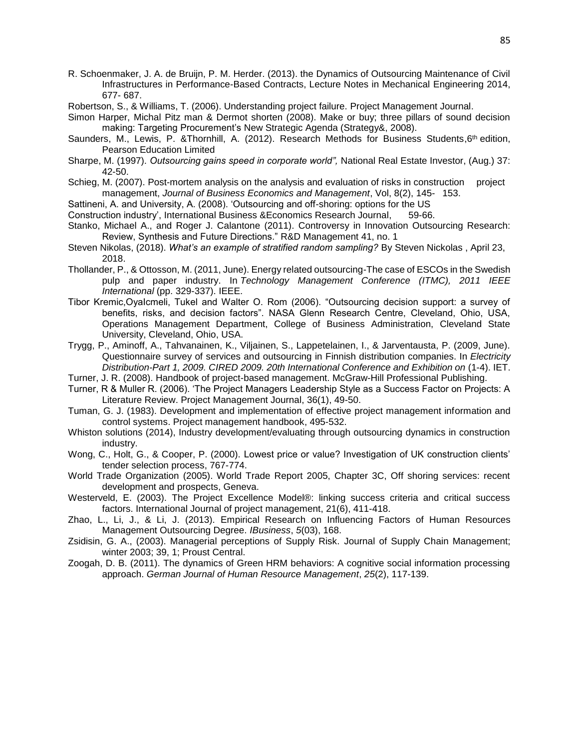R. Schoenmaker, J. A. de Bruijn, P. M. Herder. (2013). the Dynamics of Outsourcing Maintenance of Civil Infrastructures in Performance-Based Contracts, Lecture Notes in Mechanical Engineering 2014, 677- 687.

Robertson, S., & Williams, T. (2006). Understanding project failure. Project Management Journal.

Simon Harper, Michal Pitz man & Dermot shorten (2008). Make or buy; three pillars of sound decision making: Targeting Procurement's New Strategic Agenda (Strategy&, 2008).

Saunders, M., Lewis, P. &Thornhill, A. (2012). Research Methods for Business Students,6th edition, Pearson Education Limited

Sharpe, M. (1997). *Outsourcing gains speed in corporate world",* National Real Estate Investor, (Aug.) 37: 42-50.

Schieg, M. (2007). Post-mortem analysis on the analysis and evaluation of risks in construction project management, *Journal of Business Economics and Management*, Vol, 8(2), 145- 153.

Sattineni, A. and University, A. (2008). 'Outsourcing and off-shoring: options for the US

Construction industry', International Business &Economics Research Journal, 59-66.

Stanko, Michael A., and Roger J. Calantone (2011). Controversy in Innovation Outsourcing Research: Review, Synthesis and Future Directions." R&D Management 41, no. 1

Steven Nikolas, (2018). *What's an example of stratified random sampling?* By Steven Nickolas , April 23, 2018.

Thollander, P., & Ottosson, M. (2011, June). Energy related outsourcing-The case of ESCOs in the Swedish pulp and paper industry. In *Technology Management Conference (ITMC), 2011 IEEE International* (pp. 329-337). IEEE.

Tibor Kremic,OyaIcmeli, Tukel and Walter O. Rom (2006). "Outsourcing decision support: a survey of benefits, risks, and decision factors". NASA Glenn Research Centre, Cleveland, Ohio, USA, Operations Management Department, College of Business Administration, Cleveland State University, Cleveland, Ohio, USA.

Trygg, P., Aminoff, A., Tahvanainen, K., Viljainen, S., Lappetelainen, I., & Jarventausta, P. (2009, June). Questionnaire survey of services and outsourcing in Finnish distribution companies. In *Electricity Distribution-Part 1, 2009. CIRED 2009. 20th International Conference and Exhibition on* (1-4). IET.

Turner, J. R. (2008). Handbook of project-based management. McGraw-Hill Professional Publishing.

Turner, R & Muller R. (2006). 'The Project Managers Leadership Style as a Success Factor on Projects: A Literature Review. Project Management Journal, 36(1), 49-50.

Tuman, G. J. (1983). Development and implementation of effective project management information and control systems. Project management handbook, 495-532.

Whiston solutions (2014), Industry development/evaluating through outsourcing dynamics in construction industry.

Wong, C., Holt, G., & Cooper, P. (2000). Lowest price or value? Investigation of UK construction clients' tender selection process, 767-774.

World Trade Organization (2005). World Trade Report 2005, Chapter 3C, Off shoring services: recent development and prospects, Geneva.

Westerveld, E. (2003). The Project Excellence Model®: linking success criteria and critical success factors. International Journal of project management, 21(6), 411-418.

Zhao, L., Li, J., & Li, J. (2013). Empirical Research on Influencing Factors of Human Resources Management Outsourcing Degree. *IBusiness*, *5*(03), 168.

Zsidisin, G. A., (2003). Managerial perceptions of Supply Risk. Journal of Supply Chain Management; winter 2003; 39, 1; Proust Central.

Zoogah, D. B. (2011). The dynamics of Green HRM behaviors: A cognitive social information processing approach. *German Journal of Human Resource Management*, *25*(2), 117-139.